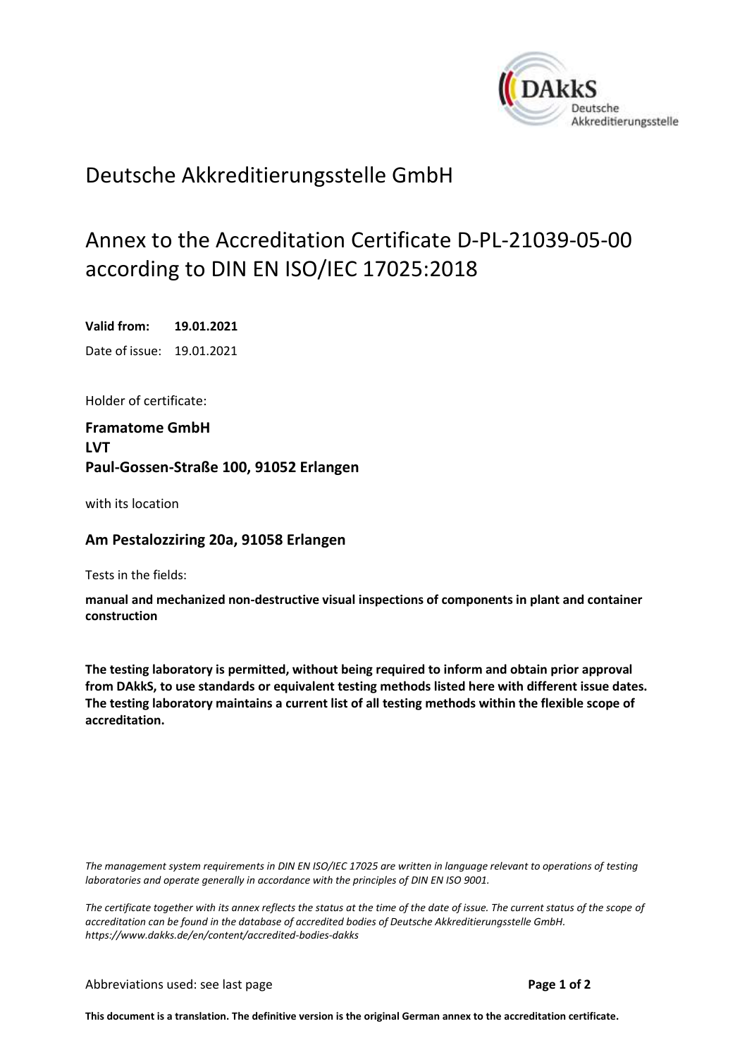# Deutsche Akkreditierungsstelle GmbH

## Annex to the Accreditation Certificate D-PL-21039-05-00 according to DIN EN ISO/IEC 17025:2018

**Valid from: 19.01.2021**

Date of issue: 19.01.2021

Holder of certificate:

**Framatome GmbH**
**LVT**
**Paul-Gossen-Straße 100, 91052 Erlangen**

with its location

**Am Pestalozziring 20a, 91058 Erlangen**

Tests in the fields:

**manual and mechanized non-destructive visual inspections of components in plant and container construction**

**The testing laboratory is permitted, without being required to inform and obtain prior approval from DAkkS, to use standards or equivalent testing methods listed here with different issue dates. The testing laboratory maintains a current list of all testing methods within the flexible scope of accreditation.**

*The management system requirements in DIN EN ISO/IEC 17025 are written in language relevant to operations of testing laboratories and operate generally in accordance with the principles of DIN EN ISO 9001.*

*The certificate together with its annex reflects the status at the time of the date of issue. The current status of the scope of accreditation can be found in the database of accredited bodies of Deutsche Akkreditierungsstelle GmbH. https://www.dakks.de/en/content/accredited-bodies-dakks*

Abbreviations used: see last page

**This document is a translation. The definitive version is the original German annex to the accreditation certificate.**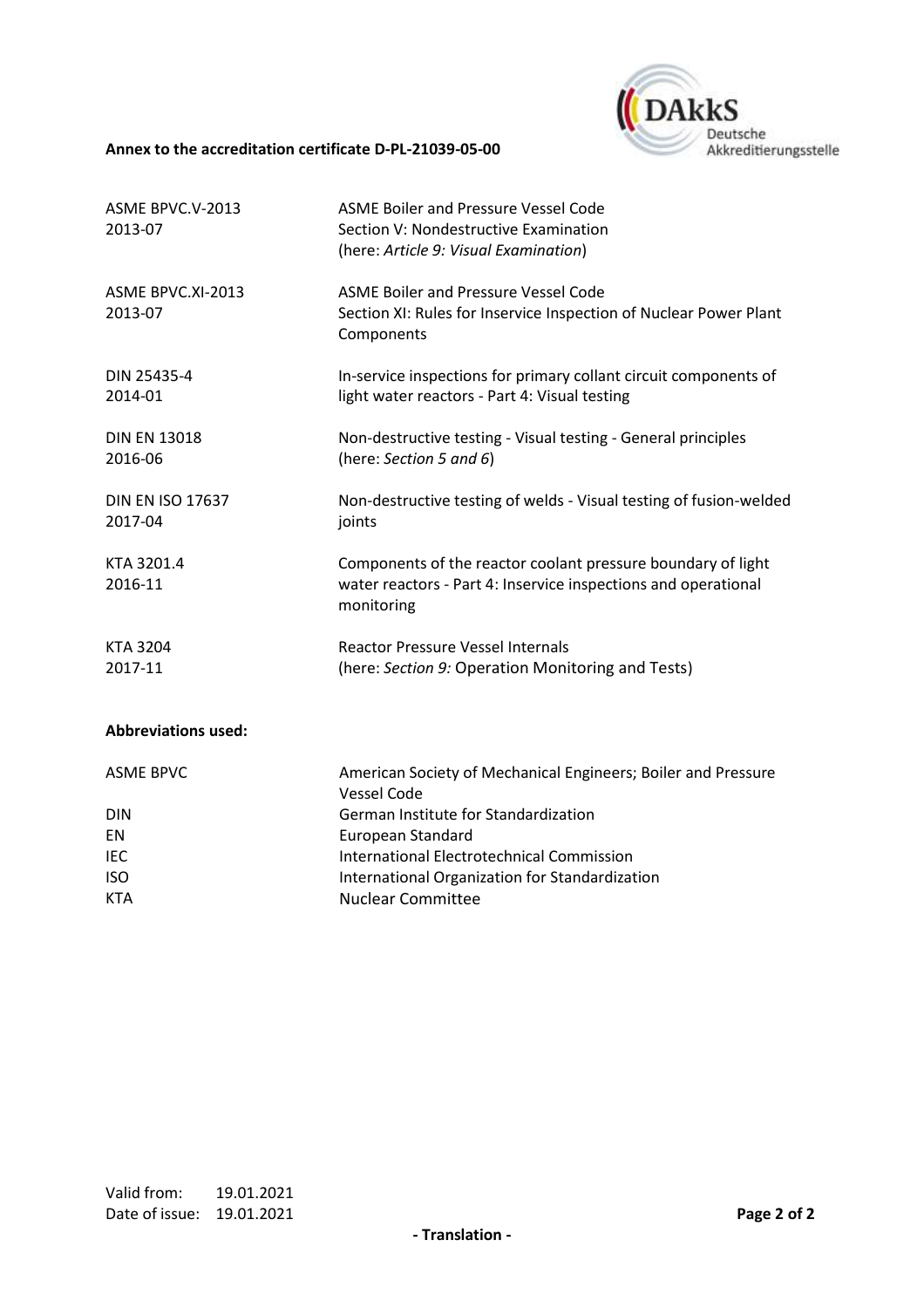**Annex to the accreditation certificate D-PL-21039-05-00**

| | |
|---|---|
| ASME BPVC.V-2013<br>2013-07 | ASME Boiler and Pressure Vessel Code<br>Section V: Nondestructive Examination<br>(here: *Article 9: Visual Examination*) |
| ASME BPVC.XI-2013<br>2013-07 | ASME Boiler and Pressure Vessel Code<br>Section XI: Rules for Inservice Inspection of Nuclear Power Plant Components |
| DIN 25435-4<br>2014-01 | In-service inspections for primary collant circuit components of light water reactors - Part 4: Visual testing |
| DIN EN 13018<br>2016-06 | Non-destructive testing - Visual testing - General principles<br>(here: *Section 5 and 6*) |
| DIN EN ISO 17637<br>2017-04 | Non-destructive testing of welds - Visual testing of fusion-welded joints |
| KTA 3201.4<br>2016-11 | Components of the reactor coolant pressure boundary of light water reactors - Part 4: Inservice inspections and operational monitoring |
| KTA 3204<br>2017-11 | Reactor Pressure Vessel Internals<br>(here: *Section 9:* Operation Monitoring and Tests) |

**Abbreviations used:**

| | |
|---|---|
| ASME BPVC | American Society of Mechanical Engineers; Boiler and Pressure Vessel Code |
| DIN | German Institute for Standardization |
| EN | European Standard |
| IEC | International Electrotechnical Commission |
| ISO | International Organization for Standardization |
| KTA | Nuclear Committee |

Valid from: 19.01.2021
Date of issue: 19.01.2021

- Translation -